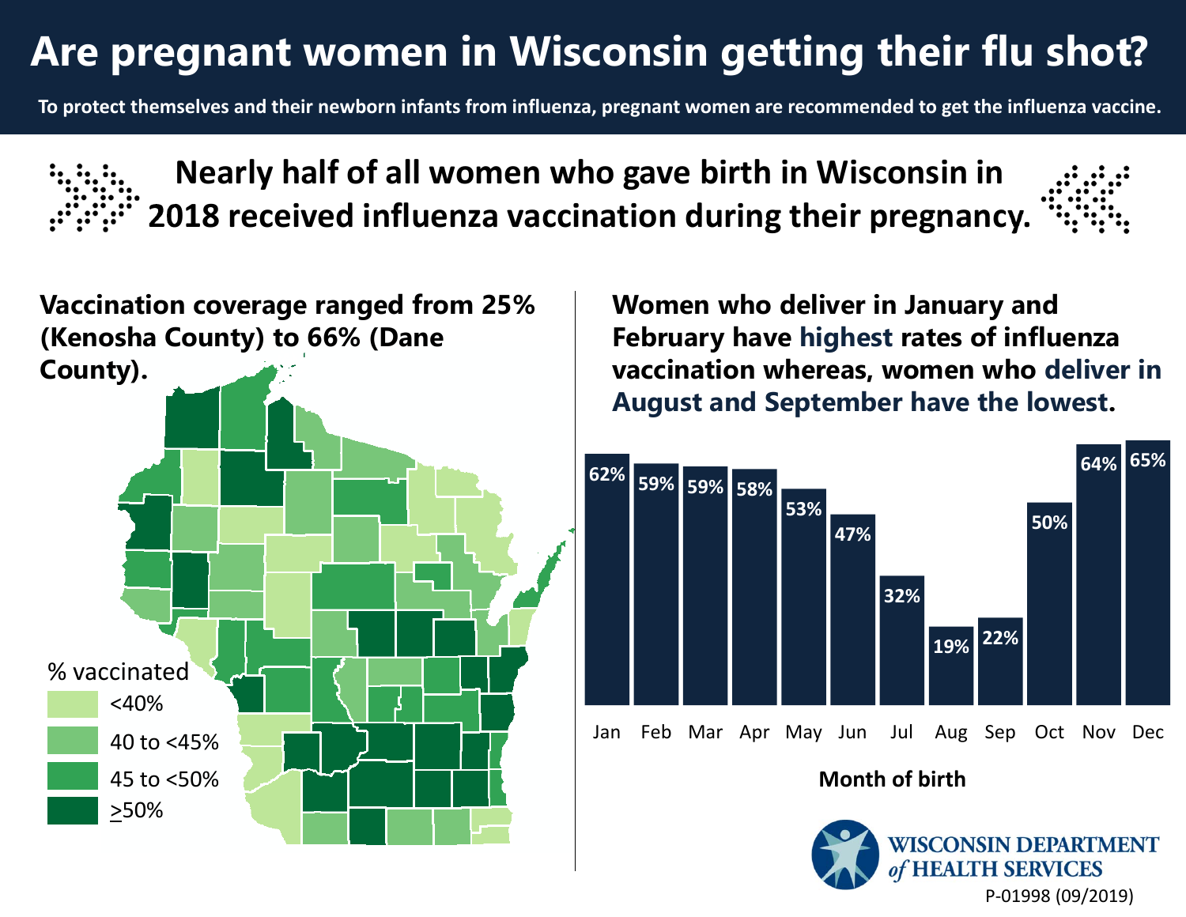# Are pregnant women in Wisconsin getting their flu shot?

**To protect themselves and their newborn infants from influenza, pregnant women are recommended to get the influenza vaccine.**

## Nearly half of all women who gave birth in Wisconsin in 2018 received influenza vaccination during their pregnancy.

**Vaccination coverage ranged from 25% (Kenosha County) to 66% (Dane County).**

% vaccinated

- <40%
- 40 to <45%
- 45 to <50%
- ≥50%

**Women who deliver in January and February have highest rates of influenza vaccination whereas, women who deliver in August and September have the lowest.**

| Month of birth | % vaccinated |
|---|---|
| Jan | 62% |
| Feb | 59% |
| Mar | 59% |
| Apr | 58% |
| May | 53% |
| Jun | 47% |
| Jul | 32% |
| Aug | 19% |
| Sep | 22% |
| Oct | 50% |
| Nov | 64% |
| Dec | 65% |

WISCONSIN DEPARTMENT *of* HEALTH SERVICES

P-01998 (09/2019)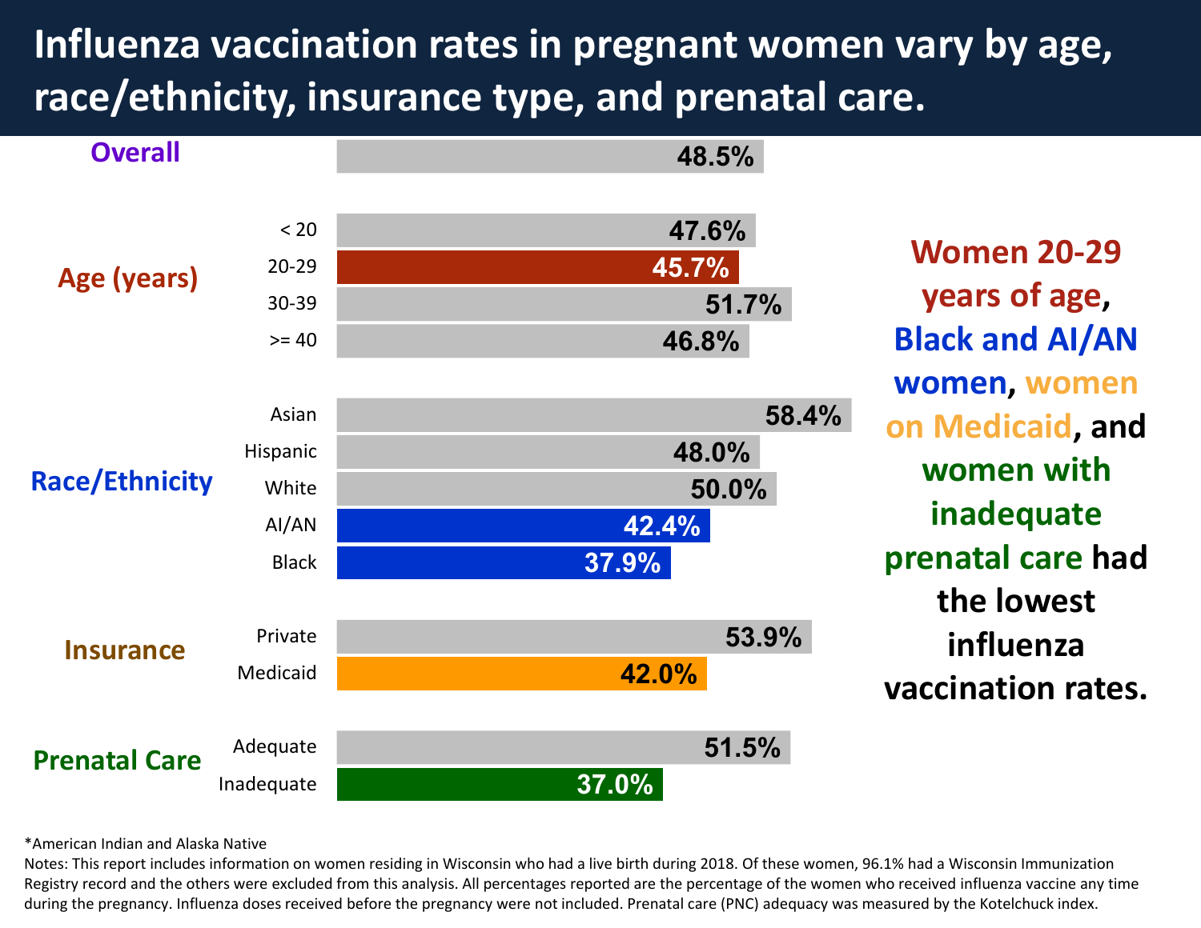# Influenza vaccination rates in pregnant women vary by age, race/ethnicity, insurance type, and prenatal care.

Overall
48.5%

Age (years)
< 20
47.6%
20-29
45.7%
30-39
51.7%
>= 40
46.8%

Race/Ethnicity
Asian
58.4%
Hispanic
48.0%
White
50.0%
AI/AN
42.4%
Black
37.9%

Insurance
Private
53.9%
Medicaid
42.0%

Prenatal Care
Adequate
51.5%
Inadequate
37.0%

**Women 20-29 years of age, Black and AI/AN women, women on Medicaid, and women with inadequate prenatal care had the lowest influenza vaccination rates.**

*American Indian and Alaska Native

Notes: This report includes information on women residing in Wisconsin who had a live birth during 2018. Of these women, 96.1% had a Wisconsin Immunization Registry record and the others were excluded from this analysis. All percentages reported are the percentage of the women who received influenza vaccine any time during the pregnancy. Influenza doses received before the pregnancy were not included. Prenatal care (PNC) adequacy was measured by the Kotelchuck index.